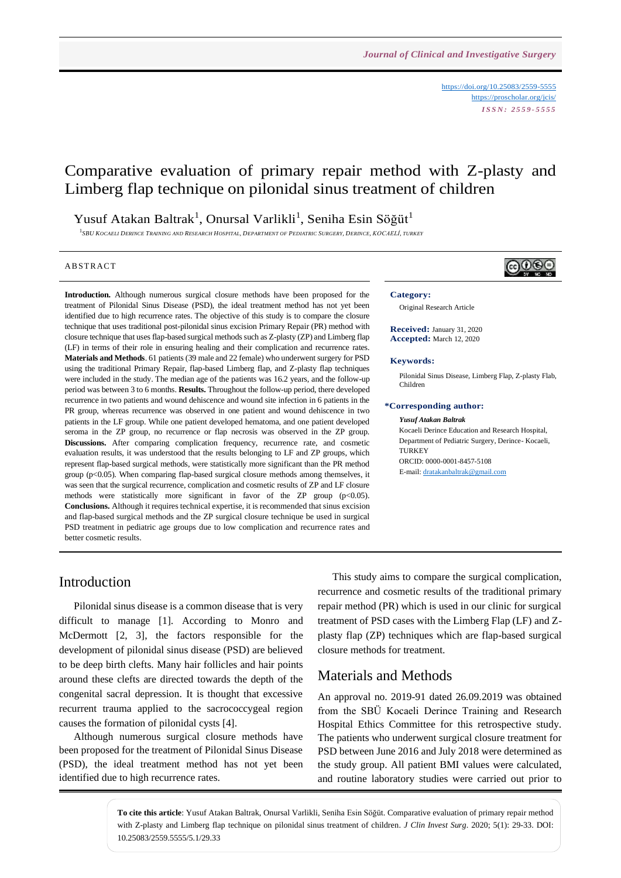https://doi.org/10.25083/2559-5555
https://proscholar.org/jcis/
*ISSN: 2559-5555*

# Comparative evaluation of primary repair method with Z-plasty and Limberg flap technique on pilonidal sinus treatment of children

Yusuf Atakan Baltrak[1], Onursal Varlikli[1], Seniha Esin Söğüt[1]

[1]SBU Kocaeli Derince Training and Research Hospital, Department of Pediatric Surgery, Derince, KOCAELİ, TURKEY

## ABSTRACT

**Introduction.** Although numerous surgical closure methods have been proposed for the treatment of Pilonidal Sinus Disease (PSD), the ideal treatment method has not yet been identified due to high recurrence rates. The objective of this study is to compare the closure technique that uses traditional post-pilonidal sinus excision Primary Repair (PR) method with closure technique that uses flap-based surgical methods such as Z-plasty (ZP) and Limberg flap (LF) in terms of their role in ensuring healing and their complication and recurrence rates. **Materials and Methods**. 61 patients (39 male and 22 female) who underwent surgery for PSD using the traditional Primary Repair, flap-based Limberg flap, and Z-plasty flap techniques were included in the study. The median age of the patients was 16.2 years, and the follow-up period was between 3 to 6 months. **Results.** Throughout the follow-up period, there developed recurrence in two patients and wound dehiscence and wound site infection in 6 patients in the PR group, whereas recurrence was observed in one patient and wound dehiscence in two patients in the LF group. While one patient developed hematoma, and one patient developed seroma in the ZP group, no recurrence or flap necrosis was observed in the ZP group. **Discussions.** After comparing complication frequency, recurrence rate, and cosmetic evaluation results, it was understood that the results belonging to LF and ZP groups, which represent flap-based surgical methods, were statistically more significant than the PR method group ($p<0.05$). When comparing flap-based surgical closure methods among themselves, it was seen that the surgical recurrence, complication and cosmetic results of ZP and LF closure methods were statistically more significant in favor of the ZP group ($p<0.05$). **Conclusions.** Although it requires technical expertise, it is recommended that sinus excision and flap-based surgical methods and the ZP surgical closure technique be used in surgical PSD treatment in pediatric age groups due to low complication and recurrence rates and better cosmetic results.

**Category:**
Original Research Article

**Received:** January 31, 2020
**Accepted:** March 12, 2020

**Keywords:**
Pilonidal Sinus Disease, Limberg Flap, Z-plasty Flab, Children

**\*Corresponding author:**
*Yusuf Atakan Baltrak*
Kocaeli Derince Education and Research Hospital, Department of Pediatric Surgery, Derince- Kocaeli, TURKEY
ORCID: 0000-0001-8457-5108
E-mail: dratakanbaltrak@gmail.com

## Introduction

Pilonidal sinus disease is a common disease that is very difficult to manage [1]. According to Monro and McDermott [2, 3], the factors responsible for the development of pilonidal sinus disease (PSD) are believed to be deep birth clefts. Many hair follicles and hair points around these clefts are directed towards the depth of the congenital sacral depression. It is thought that excessive recurrent trauma applied to the sacrococcygeal region causes the formation of pilonidal cysts [4].

Although numerous surgical closure methods have been proposed for the treatment of Pilonidal Sinus Disease (PSD), the ideal treatment method has not yet been identified due to high recurrence rates.

This study aims to compare the surgical complication, recurrence and cosmetic results of the traditional primary repair method (PR) which is used in our clinic for surgical treatment of PSD cases with the Limberg Flap (LF) and Z-plasty flap (ZP) techniques which are flap-based surgical closure methods for treatment.

## Materials and Methods

An approval no. 2019-91 dated 26.09.2019 was obtained from the SBÜ Kocaeli Derince Training and Research Hospital Ethics Committee for this retrospective study. The patients who underwent surgical closure treatment for PSD between June 2016 and July 2018 were determined as the study group. All patient BMI values were calculated, and routine laboratory studies were carried out prior to

**To cite this article**: Yusuf Atakan Baltrak, Onursal Varlikli, Seniha Esin Söğüt. Comparative evaluation of primary repair method with Z-plasty and Limberg flap technique on pilonidal sinus treatment of children. *J Clin Invest Surg*. 2020; 5(1): 29-33. DOI: 10.25083/2559.5555/5.1/29.33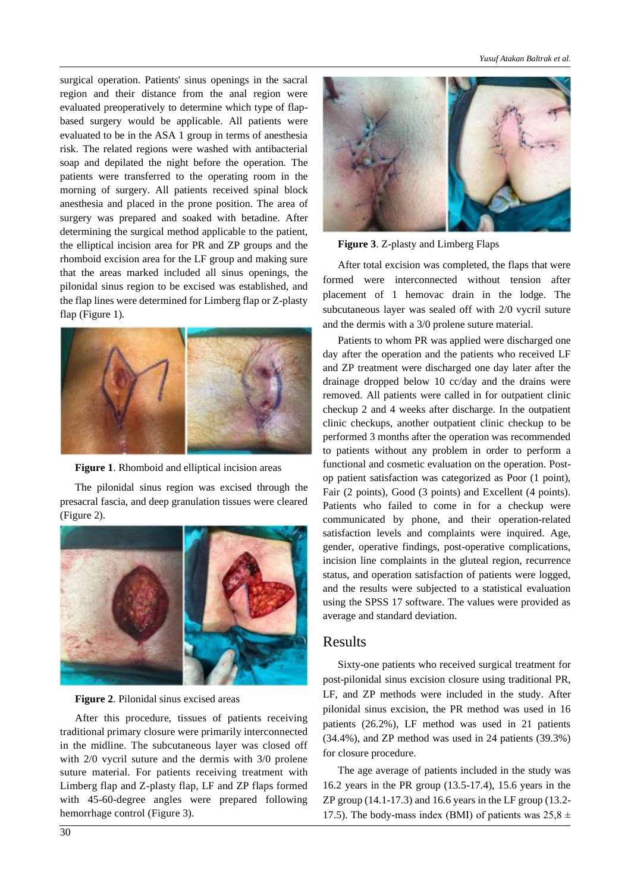surgical operation. Patients' sinus openings in the sacral region and their distance from the anal region were evaluated preoperatively to determine which type of flap-based surgery would be applicable. All patients were evaluated to be in the ASA 1 group in terms of anesthesia risk. The related regions were washed with antibacterial soap and depilated the night before the operation. The patients were transferred to the operating room in the morning of surgery. All patients received spinal block anesthesia and placed in the prone position. The area of surgery was prepared and soaked with betadine. After determining the surgical method applicable to the patient, the elliptical incision area for PR and ZP groups and the rhomboid excision area for the LF group and making sure that the areas marked included all sinus openings, the pilonidal sinus region to be excised was established, and the flap lines were determined for Limberg flap or Z-plasty flap (Figure 1).

**Figure 1**. Rhomboid and elliptical incision areas

The pilonidal sinus region was excised through the presacral fascia, and deep granulation tissues were cleared (Figure 2).

**Figure 2**. Pilonidal sinus excised areas

After this procedure, tissues of patients receiving traditional primary closure were primarily interconnected in the midline. The subcutaneous layer was closed off with 2/0 vycril suture and the dermis with 3/0 prolene suture material. For patients receiving treatment with Limberg flap and Z-plasty flap, LF and ZP flaps formed with 45-60-degree angles were prepared following hemorrhage control (Figure 3).

**Figure 3**. Z-plasty and Limberg Flaps

After total excision was completed, the flaps that were formed were interconnected without tension after placement of 1 hemovac drain in the lodge. The subcutaneous layer was sealed off with 2/0 vycril suture and the dermis with a 3/0 prolene suture material.

Patients to whom PR was applied were discharged one day after the operation and the patients who received LF and ZP treatment were discharged one day later after the drainage dropped below 10 cc/day and the drains were removed. All patients were called in for outpatient clinic checkup 2 and 4 weeks after discharge. In the outpatient clinic checkups, another outpatient clinic checkup to be performed 3 months after the operation was recommended to patients without any problem in order to perform a functional and cosmetic evaluation on the operation. Post-op patient satisfaction was categorized as Poor (1 point), Fair (2 points), Good (3 points) and Excellent (4 points). Patients who failed to come in for a checkup were communicated by phone, and their operation-related satisfaction levels and complaints were inquired. Age, gender, operative findings, post-operative complications, incision line complaints in the gluteal region, recurrence status, and operation satisfaction of patients were logged, and the results were subjected to a statistical evaluation using the SPSS 17 software. The values were provided as average and standard deviation.

## Results

Sixty-one patients who received surgical treatment for post-pilonidal sinus excision closure using traditional PR, LF, and ZP methods were included in the study. After pilonidal sinus excision, the PR method was used in 16 patients (26.2%), LF method was used in 21 patients (34.4%), and ZP method was used in 24 patients (39.3%) for closure procedure.

The age average of patients included in the study was 16.2 years in the PR group (13.5-17.4), 15.6 years in the ZP group (14.1-17.3) and 16.6 years in the LF group (13.2-17.5). The body-mass index (BMI) of patients was 25,8 ±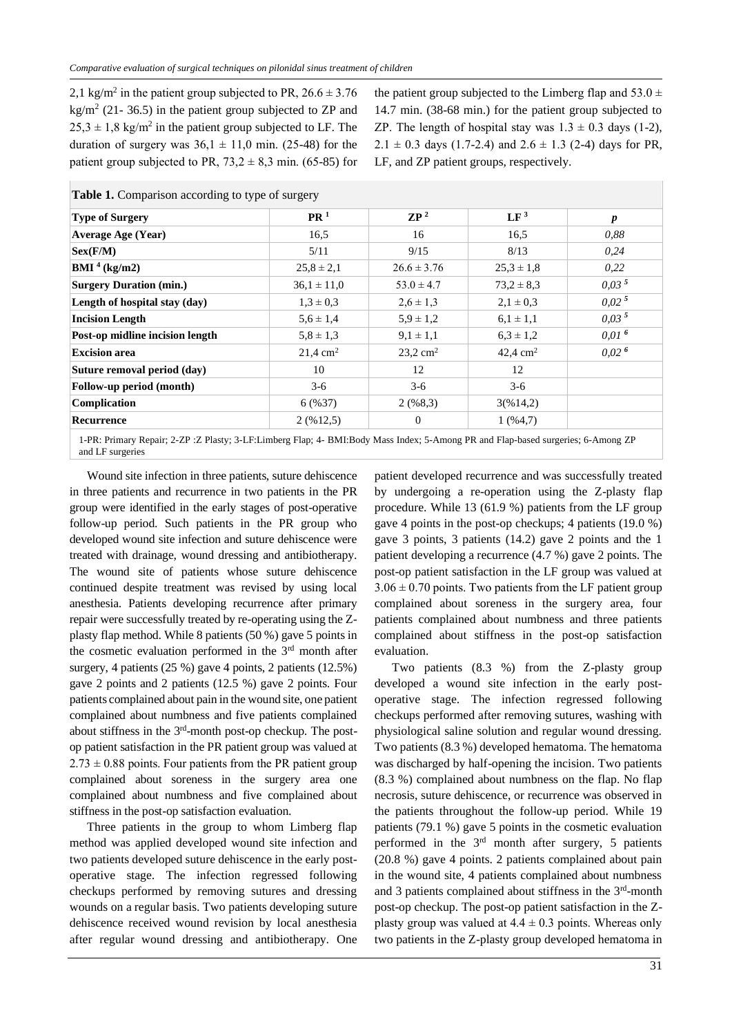2,1 kg/m$^2$ in the patient group subjected to PR, 26.6 ± 3.76 kg/m$^2$ (21- 36.5) in the patient group subjected to ZP and 25,3 ± 1,8 kg/m$^2$ in the patient group subjected to LF. The duration of surgery was 36,1 ± 11,0 min. (25-48) for the patient group subjected to PR, 73,2 ± 8,3 min. (65-85) for the patient group subjected to the Limberg flap and 53.0 ± 14.7 min. (38-68 min.) for the patient group subjected to ZP. The length of hospital stay was 1.3 ± 0.3 days (1-2), 2.1 ± 0.3 days (1.7-2.4) and 2.6 ± 1.3 (2-4) days for PR, LF, and ZP patient groups, respectively.

**Table 1.** Comparison according to type of surgery

| **Type of Surgery** | **PR [1]** | **ZP [2]** | **LF [3]** | ***p*** |
|---|---|---|---|---|
| **Average Age (Year)** | 16,5 | 16 | 16,5 | *0,88* |
| **Sex(F/M)** | 5/11 | 9/15 | 8/13 | *0,24* |
| **BMI [4] (kg/m2)** | 25,8 ± 2,1 | 26.6 ± 3.76 | 25,3 ± 1,8 | *0,22* |
| **Surgery Duration (min.)** | 36,1 ± 11,0 | 53.0 ± 4.7 | 73,2 ± 8,3 | *0,03 [5]* |
| **Length of hospital stay (day)** | 1,3 ± 0,3 | 2,6 ± 1,3 | 2,1 ± 0,3 | *0,02 [5]* |
| **Incision Length** | 5,6 ± 1,4 | 5,9 ± 1,2 | 6,1 ± 1,1 | *0,03 [5]* |
| **Post-op midline incision length** | 5,8 ± 1,3 | 9,1 ± 1,1 | 6,3 ± 1,2 | *0,01 [6]* |
| **Excision area** | 21,4 cm$^2$ | 23,2 cm$^2$ | 42,4 cm$^2$ | *0,02 [6]* |
| **Suture removal period (day)** | 10 | 12 | 12 | |
| **Follow-up period (month)** | 3-6 | 3-6 | 3-6 | |
| **Complication** | 6 (%37) | 2 (%8,3) | 3(%14,2) | |
| **Recurrence** | 2 (%12,5) | 0 | 1 (%4,7) | |

1-PR: Primary Repair; 2-ZP :Z Plasty; 3-LF:Limberg Flap; 4- BMI:Body Mass Index; 5-Among PR and Flap-based surgeries; 6-Among ZP and LF surgeries

Wound site infection in three patients, suture dehiscence in three patients and recurrence in two patients in the PR group were identified in the early stages of post-operative follow-up period. Such patients in the PR group who developed wound site infection and suture dehiscence were treated with drainage, wound dressing and antibiotherapy. The wound site of patients whose suture dehiscence continued despite treatment was revised by using local anesthesia. Patients developing recurrence after primary repair were successfully treated by re-operating using the Z-plasty flap method. While 8 patients (50 %) gave 5 points in the cosmetic evaluation performed in the 3$^{rd}$ month after surgery, 4 patients (25 %) gave 4 points, 2 patients (12.5%) gave 2 points and 2 patients (12.5 %) gave 2 points. Four patients complained about pain in the wound site, one patient complained about numbness and five patients complained about stiffness in the 3$^{rd}$-month post-op checkup. The post-op patient satisfaction in the PR patient group was valued at 2.73 ± 0.88 points. Four patients from the PR patient group complained about soreness in the surgery area one complained about numbness and five complained about stiffness in the post-op satisfaction evaluation.

Three patients in the group to whom Limberg flap method was applied developed wound site infection and two patients developed suture dehiscence in the early post-operative stage. The infection regressed following checkups performed by removing sutures and dressing wounds on a regular basis. Two patients developing suture dehiscence received wound revision by local anesthesia after regular wound dressing and antibiotherapy. One patient developed recurrence and was successfully treated by undergoing a re-operation using the Z-plasty flap procedure. While 13 (61.9 %) patients from the LF group gave 4 points in the post-op checkups; 4 patients (19.0 %) gave 3 points, 3 patients (14.2) gave 2 points and the 1 patient developing a recurrence (4.7 %) gave 2 points. The post-op patient satisfaction in the LF group was valued at 3.06 ± 0.70 points. Two patients from the LF patient group complained about soreness in the surgery area, four patients complained about numbness and three patients complained about stiffness in the post-op satisfaction evaluation.

Two patients (8.3 %) from the Z-plasty group developed a wound site infection in the early post-operative stage. The infection regressed following checkups performed after removing sutures, washing with physiological saline solution and regular wound dressing. Two patients (8.3 %) developed hematoma. The hematoma was discharged by half-opening the incision. Two patients (8.3 %) complained about numbness on the flap. No flap necrosis, suture dehiscence, or recurrence was observed in the patients throughout the follow-up period. While 19 patients (79.1 %) gave 5 points in the cosmetic evaluation performed in the 3$^{rd}$ month after surgery, 5 patients (20.8 %) gave 4 points. 2 patients complained about pain in the wound site, 4 patients complained about numbness and 3 patients complained about stiffness in the 3$^{rd}$-month post-op checkup. The post-op patient satisfaction in the Z-plasty group was valued at 4.4 ± 0.3 points. Whereas only two patients in the Z-plasty group developed hematoma in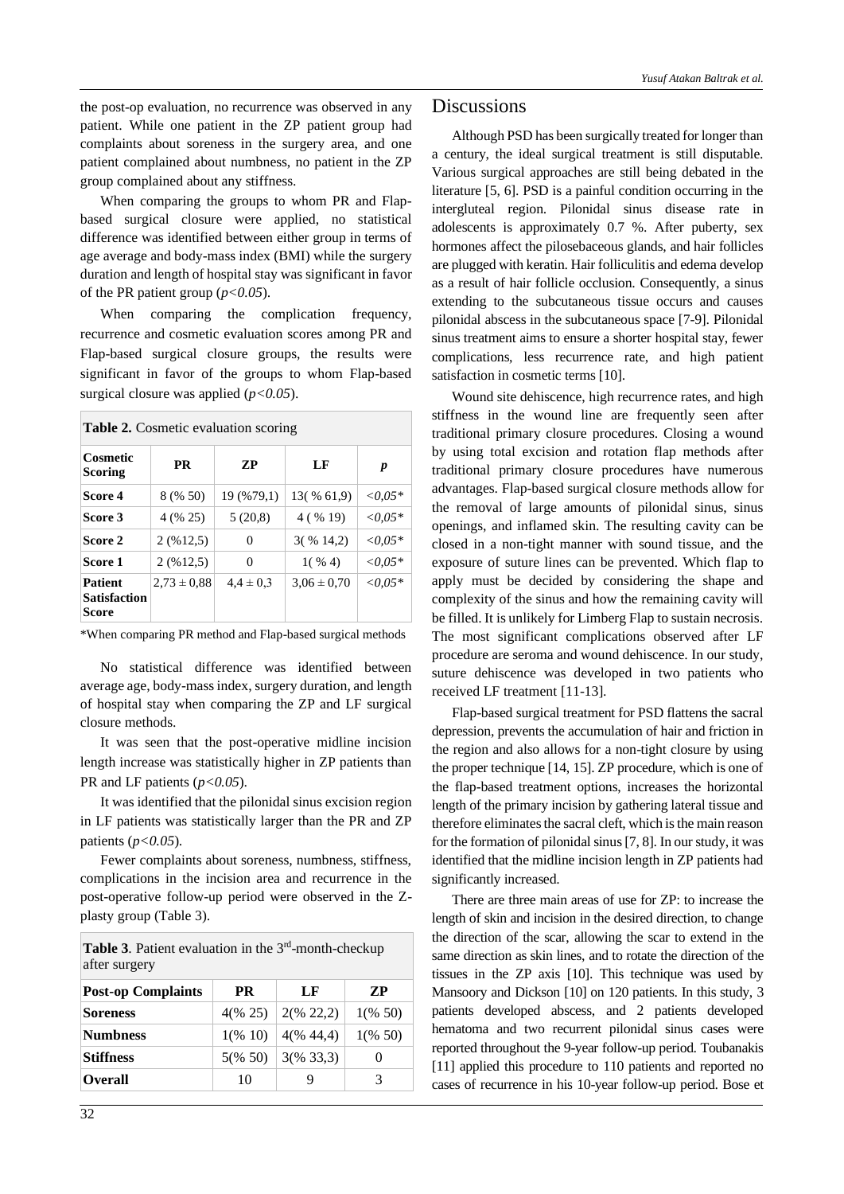the post-op evaluation, no recurrence was observed in any patient. While one patient in the ZP patient group had complaints about soreness in the surgery area, and one patient complained about numbness, no patient in the ZP group complained about any stiffness.

When comparing the groups to whom PR and Flap-based surgical closure were applied, no statistical difference was identified between either group in terms of age average and body-mass index (BMI) while the surgery duration and length of hospital stay was significant in favor of the PR patient group (*p<0.05*).

When comparing the complication frequency, recurrence and cosmetic evaluation scores among PR and Flap-based surgical closure groups, the results were significant in favor of the groups to whom Flap-based surgical closure was applied (*p<0.05*).

**Table 2.** Cosmetic evaluation scoring

| Cosmetic Scoring | PR | ZP | LF | *p* |
|---|---|---|---|---|
| **Score 4** | 8 (% 50) | 19 (%79,1) | 13( % 61,9) | *<0,05** |
| **Score 3** | 4 (% 25) | 5 (20,8) | 4 ( % 19) | *<0,05** |
| **Score 2** | 2 (%12,5) | 0 | 3( % 14,2) | *<0,05** |
| **Score 1** | 2 (%12,5) | 0 | 1( % 4) | *<0,05** |
| **Patient Satisfaction Score** | 2,73 ± 0,88 | 4,4 ± 0,3 | 3,06 ± 0,70 | *<0,05** |

*When comparing PR method and Flap-based surgical methods

No statistical difference was identified between average age, body-mass index, surgery duration, and length of hospital stay when comparing the ZP and LF surgical closure methods.

It was seen that the post-operative midline incision length increase was statistically higher in ZP patients than PR and LF patients (*p<0.05*).

It was identified that the pilonidal sinus excision region in LF patients was statistically larger than the PR and ZP patients (*p<0.05*).

Fewer complaints about soreness, numbness, stiffness, complications in the incision area and recurrence in the post-operative follow-up period were observed in the Z-plasty group (Table 3).

**Table 3**. Patient evaluation in the 3rd-month-checkup after surgery

| Post-op Complaints | PR | LF | ZP |
|---|---|---|---|
| **Soreness** | 4(% 25) | 2(% 22,2) | 1(% 50) |
| **Numbness** | 1(% 10) | 4(% 44,4) | 1(% 50) |
| **Stiffness** | 5(% 50) | 3(% 33,3) | 0 |
| **Overall** | 10 | 9 | 3 |

# Discussions

Although PSD has been surgically treated for longer than a century, the ideal surgical treatment is still disputable. Various surgical approaches are still being debated in the literature [5, 6]. PSD is a painful condition occurring in the intergluteal region. Pilonidal sinus disease rate in adolescents is approximately 0.7 %. After puberty, sex hormones affect the pilosebaceous glands, and hair follicles are plugged with keratin. Hair folliculitis and edema develop as a result of hair follicle occlusion. Consequently, a sinus extending to the subcutaneous tissue occurs and causes pilonidal abscess in the subcutaneous space [7-9]. Pilonidal sinus treatment aims to ensure a shorter hospital stay, fewer complications, less recurrence rate, and high patient satisfaction in cosmetic terms [10].

Wound site dehiscence, high recurrence rates, and high stiffness in the wound line are frequently seen after traditional primary closure procedures. Closing a wound by using total excision and rotation flap methods after traditional primary closure procedures have numerous advantages. Flap-based surgical closure methods allow for the removal of large amounts of pilonidal sinus, sinus openings, and inflamed skin. The resulting cavity can be closed in a non-tight manner with sound tissue, and the exposure of suture lines can be prevented. Which flap to apply must be decided by considering the shape and complexity of the sinus and how the remaining cavity will be filled. It is unlikely for Limberg Flap to sustain necrosis. The most significant complications observed after LF procedure are seroma and wound dehiscence. In our study, suture dehiscence was developed in two patients who received LF treatment [11-13].

Flap-based surgical treatment for PSD flattens the sacral depression, prevents the accumulation of hair and friction in the region and also allows for a non-tight closure by using the proper technique [14, 15]. ZP procedure, which is one of the flap-based treatment options, increases the horizontal length of the primary incision by gathering lateral tissue and therefore eliminates the sacral cleft, which is the main reason for the formation of pilonidal sinus [7, 8]. In our study, it was identified that the midline incision length in ZP patients had significantly increased.

There are three main areas of use for ZP: to increase the length of skin and incision in the desired direction, to change the direction of the scar, allowing the scar to extend in the same direction as skin lines, and to rotate the direction of the tissues in the ZP axis [10]. This technique was used by Mansoory and Dickson [10] on 120 patients. In this study, 3 patients developed abscess, and 2 patients developed hematoma and two recurrent pilonidal sinus cases were reported throughout the 9-year follow-up period. Toubanakis [11] applied this procedure to 110 patients and reported no cases of recurrence in his 10-year follow-up period. Bose et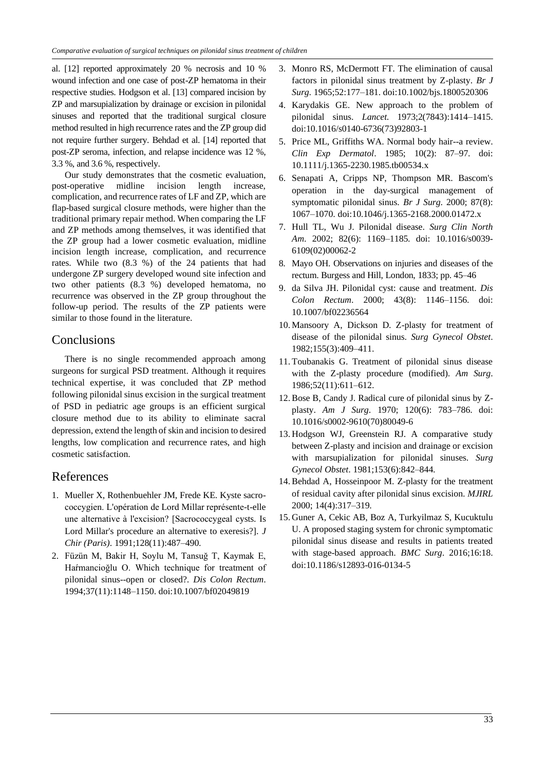al. [12] reported approximately 20 % necrosis and 10 % wound infection and one case of post-ZP hematoma in their respective studies. Hodgson et al. [13] compared incision by ZP and marsupialization by drainage or excision in pilonidal sinuses and reported that the traditional surgical closure method resulted in high recurrence rates and the ZP group did not require further surgery. Behdad et al. [14] reported that post-ZP seroma, infection, and relapse incidence was 12 %, 3.3 %, and 3.6 %, respectively.

Our study demonstrates that the cosmetic evaluation, post-operative midline incision length increase, complication, and recurrence rates of LF and ZP, which are flap-based surgical closure methods, were higher than the traditional primary repair method. When comparing the LF and ZP methods among themselves, it was identified that the ZP group had a lower cosmetic evaluation, midline incision length increase, complication, and recurrence rates. While two (8.3 %) of the 24 patients that had undergone ZP surgery developed wound site infection and two other patients (8.3 %) developed hematoma, no recurrence was observed in the ZP group throughout the follow-up period. The results of the ZP patients were similar to those found in the literature.

## Conclusions

There is no single recommended approach among surgeons for surgical PSD treatment. Although it requires technical expertise, it was concluded that ZP method following pilonidal sinus excision in the surgical treatment of PSD in pediatric age groups is an efficient surgical closure method due to its ability to eliminate sacral depression, extend the length of skin and incision to desired lengths, low complication and recurrence rates, and high cosmetic satisfaction.

## References

1. Mueller X, Rothenbuehler JM, Frede KE. Kyste sacro-coccygien. L'opération de Lord Millar représente-t-elle une alternative à l'excision? [Sacrococcygeal cysts. Is Lord Millar's procedure an alternative to exeresis?]. *J Chir (Paris)*. 1991;128(11):487–490.
2. Füzün M, Bakir H, Soylu M, Tansuğ T, Kaymak E, Haŕmancioğlu O. Which technique for treatment of pilonidal sinus--open or closed?. *Dis Colon Rectum*. 1994;37(11):1148–1150. doi:10.1007/bf02049819
3. Monro RS, McDermott FT. The elimination of causal factors in pilonidal sinus treatment by Z-plasty. *Br J Surg*. 1965;52:177–181. doi:10.1002/bjs.1800520306
4. Karydakis GE. New approach to the problem of pilonidal sinus. *Lancet*. 1973;2(7843):1414–1415. doi:10.1016/s0140-6736(73)92803-1
5. Price ML, Griffiths WA. Normal body hair--a review. *Clin Exp Dermatol*. 1985; 10(2): 87–97. doi: 10.1111/j.1365-2230.1985.tb00534.x
6. Senapati A, Cripps NP, Thompson MR. Bascom's operation in the day-surgical management of symptomatic pilonidal sinus. *Br J Surg*. 2000; 87(8): 1067–1070. doi:10.1046/j.1365-2168.2000.01472.x
7. Hull TL, Wu J. Pilonidal disease. *Surg Clin North Am*. 2002; 82(6): 1169–1185. doi: 10.1016/s0039-6109(02)00062-2
8. Mayo OH. Observations on injuries and diseases of the rectum. Burgess and Hill, London, 1833; pp. 45–46
9. da Silva JH. Pilonidal cyst: cause and treatment. *Dis Colon Rectum*. 2000; 43(8): 1146–1156. doi: 10.1007/bf02236564
10. Mansoory A, Dickson D. Z-plasty for treatment of disease of the pilonidal sinus. *Surg Gynecol Obstet*. 1982;155(3):409–411.
11. Toubanakis G. Treatment of pilonidal sinus disease with the Z-plasty procedure (modified). *Am Surg*. 1986;52(11):611–612.
12. Bose B, Candy J. Radical cure of pilonidal sinus by Z-plasty. *Am J Surg*. 1970; 120(6): 783–786. doi: 10.1016/s0002-9610(70)80049-6
13. Hodgson WJ, Greenstein RJ. A comparative study between Z-plasty and incision and drainage or excision with marsupialization for pilonidal sinuses. *Surg Gynecol Obstet*. 1981;153(6):842–844.
14. Behdad A, Hosseinpoor M. Z-plasty for the treatment of residual cavity after pilonidal sinus excision. *MJIRL* 2000; 14(4):317–319.
15. Guner A, Cekic AB, Boz A, Turkyilmaz S, Kucuktulu U. A proposed staging system for chronic symptomatic pilonidal sinus disease and results in patients treated with stage-based approach. *BMC Surg*. 2016;16:18. doi:10.1186/s12893-016-0134-5